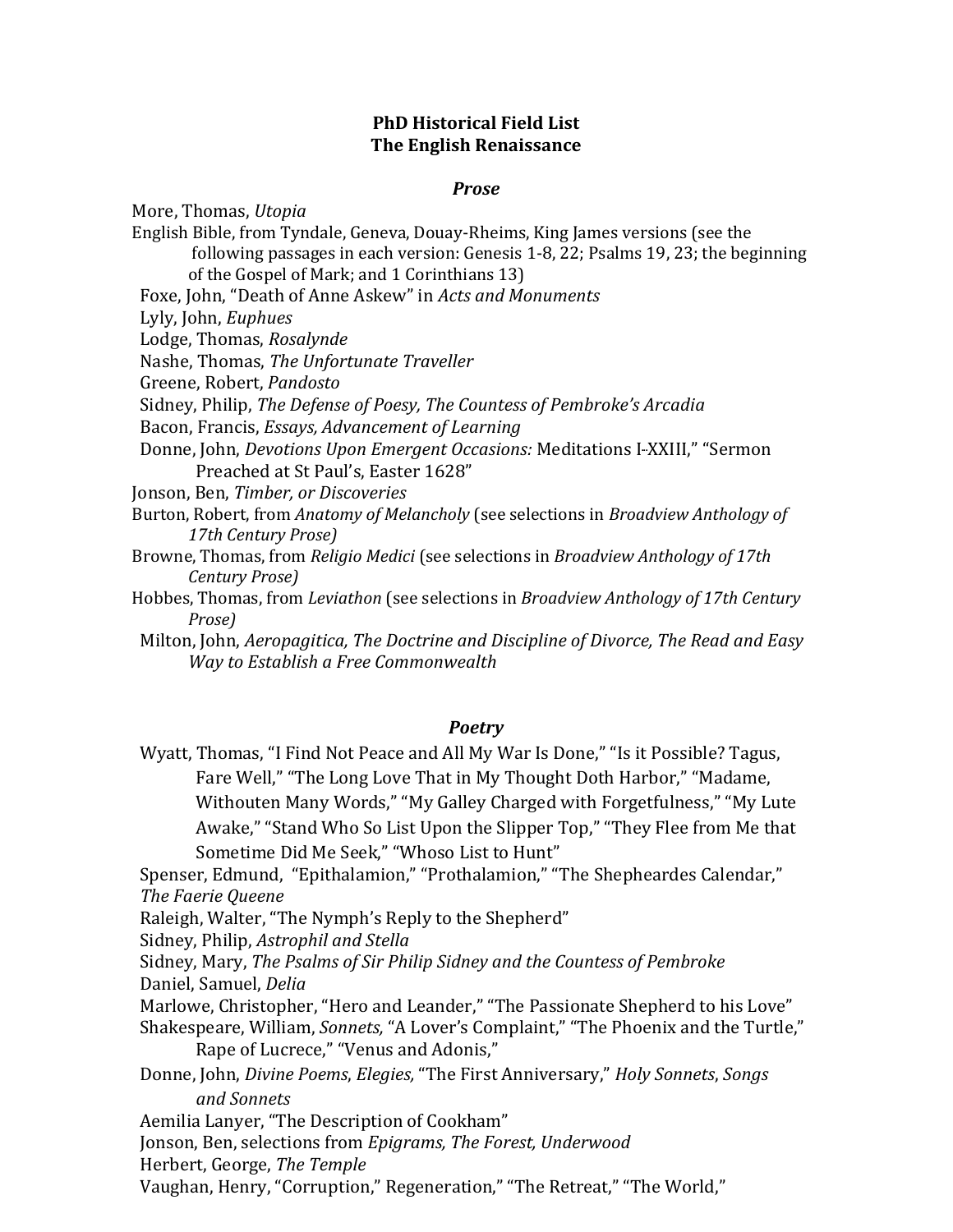**PhD Historical Field List**
**The English Renaissance**

***Prose***

More, Thomas, *Utopia*
English Bible, from Tyndale, Geneva, Douay-Rheims, King James versions (see the following passages in each version: Genesis 1-8, 22; Psalms 19, 23; the beginning of the Gospel of Mark; and 1 Corinthians 13)
Foxe, John, "Death of Anne Askew" in *Acts and Monuments*
Lyly, John, *Euphues*
Lodge, Thomas, *Rosalynde*
Nashe, Thomas, *The Unfortunate Traveller*
Greene, Robert, *Pandosto*
Sidney, Philip, *The Defense of Poesy, The Countess of Pembroke's Arcadia*
Bacon, Francis, *Essays, Advancement of Learning*
Donne, John, *Devotions Upon Emergent Occasions:* Meditations I-XXIII," "Sermon Preached at St Paul's, Easter 1628"
Jonson, Ben, *Timber, or Discoveries*
Burton, Robert, from *Anatomy of Melancholy* (see selections in *Broadview Anthology of 17th Century Prose)*
Browne, Thomas, from *Religio Medici* (see selections in *Broadview Anthology of 17th Century Prose)*
Hobbes, Thomas, from *Leviathon* (see selections in *Broadview Anthology of 17th Century Prose)*
Milton, John, *Aeropagitica, The Doctrine and Discipline of Divorce, The Read and Easy Way to Establish a Free Commonwealth*

***Poetry***

Wyatt, Thomas, "I Find Not Peace and All My War Is Done," "Is it Possible? Tagus, Fare Well," "The Long Love That in My Thought Doth Harbor," "Madame, Withouten Many Words," "My Galley Charged with Forgetfulness," "My Lute Awake," "Stand Who So List Upon the Slipper Top," "They Flee from Me that Sometime Did Me Seek," "Whoso List to Hunt"
Spenser, Edmund, "Epithalamion," "Prothalamion," "The Shepheardes Calendar," *The Faerie Queene*
Raleigh, Walter, "The Nymph's Reply to the Shepherd"
Sidney, Philip, *Astrophil and Stella*
Sidney, Mary, *The Psalms of Sir Philip Sidney and the Countess of Pembroke*
Daniel, Samuel, *Delia*
Marlowe, Christopher, "Hero and Leander," "The Passionate Shepherd to his Love"
Shakespeare, William, *Sonnets,* "A Lover's Complaint," "The Phoenix and the Turtle," Rape of Lucrece," "Venus and Adonis,"
Donne, John, *Divine Poems*, *Elegies,* "The First Anniversary," *Holy Sonnets*, *Songs and Sonnets*
Aemilia Lanyer, "The Description of Cookham"
Jonson, Ben, selections from *Epigrams, The Forest, Underwood*
Herbert, George, *The Temple*
Vaughan, Henry, "Corruption," Regeneration," "The Retreat," "The World,"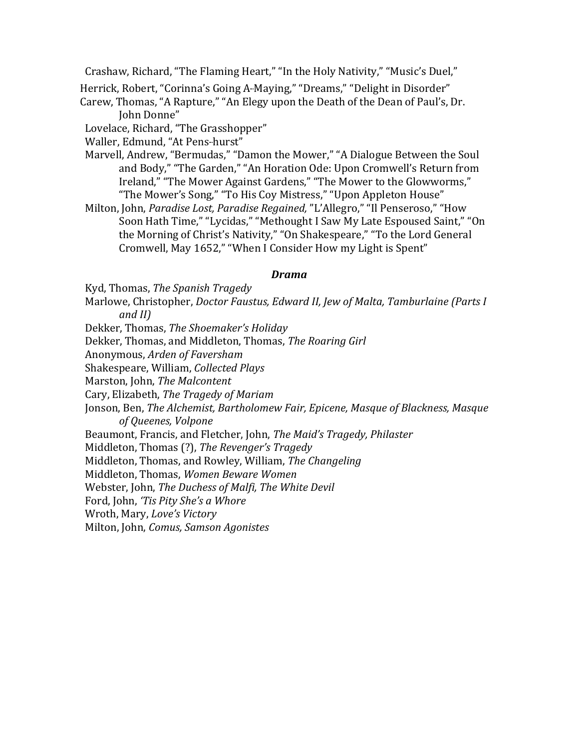Crashaw, Richard, "The Flaming Heart," "In the Holy Nativity," "Music's Duel,"

Herrick, Robert, "Corinna's Going A-Maying," "Dreams," "Delight in Disorder"

Carew, Thomas, "A Rapture," "An Elegy upon the Death of the Dean of Paul's, Dr. John Donne"

Lovelace, Richard, "The Grasshopper"

Waller, Edmund, "At Pens-hurst"

Marvell, Andrew, "Bermudas," "Damon the Mower," "A Dialogue Between the Soul and Body," "The Garden," "An Horation Ode: Upon Cromwell's Return from Ireland," "The Mower Against Gardens," "The Mower to the Glowworms," "The Mower's Song," "To His Coy Mistress," "Upon Appleton House"

Milton, John, *Paradise Lost, Paradise Regained,* "L'Allegro," "Il Penseroso," "How Soon Hath Time," "Lycidas," "Methought I Saw My Late Espoused Saint," "On the Morning of Christ's Nativity," "On Shakespeare," "To the Lord General Cromwell, May 1652," "When I Consider How my Light is Spent"

### ***Drama***

Kyd, Thomas, *The Spanish Tragedy*

Marlowe, Christopher, *Doctor Faustus, Edward II, Jew of Malta, Tamburlaine (Parts I and II)*

Dekker, Thomas, *The Shoemaker's Holiday*

Dekker, Thomas, and Middleton, Thomas, *The Roaring Girl*

Anonymous, *Arden of Faversham*

Shakespeare, William, *Collected Plays*

Marston, John, *The Malcontent*

Cary, Elizabeth, *The Tragedy of Mariam*

Jonson, Ben, *The Alchemist, Bartholomew Fair, Epicene, Masque of Blackness, Masque of Queenes, Volpone*

Beaumont, Francis, and Fletcher, John, *The Maid's Tragedy, Philaster*

Middleton, Thomas (?), *The Revenger's Tragedy*

Middleton, Thomas, and Rowley, William, *The Changeling*

Middleton, Thomas, *Women Beware Women*

Webster, John, *The Duchess of Malfi, The White Devil*

Ford, John, *'Tis Pity She's a Whore*

Wroth, Mary, *Love's Victory*

Milton, John, *Comus, Samson Agonistes*